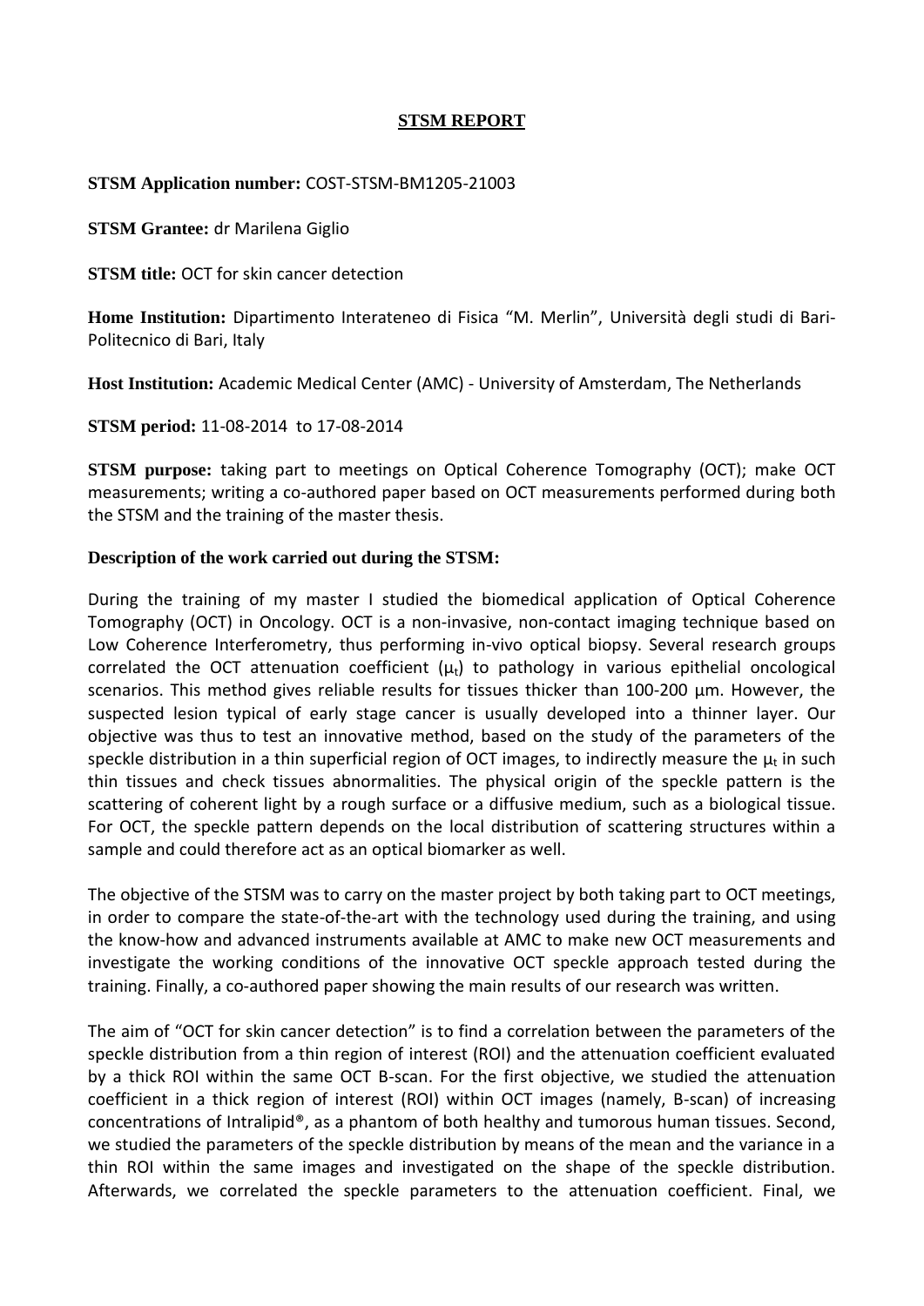# STSM REPORT

**STSM Application number:** COST-STSM-BM1205-21003

**STSM Grantee:** dr Marilena Giglio

**STSM title:** OCT for skin cancer detection

**Home Institution:** Dipartimento Interateneo di Fisica "M. Merlin", Università degli studi di Bari-Politecnico di Bari, Italy

**Host Institution:** Academic Medical Center (AMC) - University of Amsterdam, The Netherlands

**STSM period:** 11-08-2014 to 17-08-2014

**STSM purpose:** taking part to meetings on Optical Coherence Tomography (OCT); make OCT measurements; writing a co-authored paper based on OCT measurements performed during both the STSM and the training of the master thesis.

**Description of the work carried out during the STSM:**

During the training of my master I studied the biomedical application of Optical Coherence Tomography (OCT) in Oncology. OCT is a non-invasive, non-contact imaging technique based on Low Coherence Interferometry, thus performing in-vivo optical biopsy. Several research groups correlated the OCT attenuation coefficient ($\mu_t$) to pathology in various epithelial oncological scenarios. This method gives reliable results for tissues thicker than 100-200 µm. However, the suspected lesion typical of early stage cancer is usually developed into a thinner layer. Our objective was thus to test an innovative method, based on the study of the parameters of the speckle distribution in a thin superficial region of OCT images, to indirectly measure the $\mu_t$ in such thin tissues and check tissues abnormalities. The physical origin of the speckle pattern is the scattering of coherent light by a rough surface or a diffusive medium, such as a biological tissue. For OCT, the speckle pattern depends on the local distribution of scattering structures within a sample and could therefore act as an optical biomarker as well.

The objective of the STSM was to carry on the master project by both taking part to OCT meetings, in order to compare the state-of-the-art with the technology used during the training, and using the know-how and advanced instruments available at AMC to make new OCT measurements and investigate the working conditions of the innovative OCT speckle approach tested during the training. Finally, a co-authored paper showing the main results of our research was written.

The aim of "OCT for skin cancer detection" is to find a correlation between the parameters of the speckle distribution from a thin region of interest (ROI) and the attenuation coefficient evaluated by a thick ROI within the same OCT B-scan. For the first objective, we studied the attenuation coefficient in a thick region of interest (ROI) within OCT images (namely, B-scan) of increasing concentrations of Intralipid®, as a phantom of both healthy and tumorous human tissues. Second, we studied the parameters of the speckle distribution by means of the mean and the variance in a thin ROI within the same images and investigated on the shape of the speckle distribution. Afterwards, we correlated the speckle parameters to the attenuation coefficient. Final, we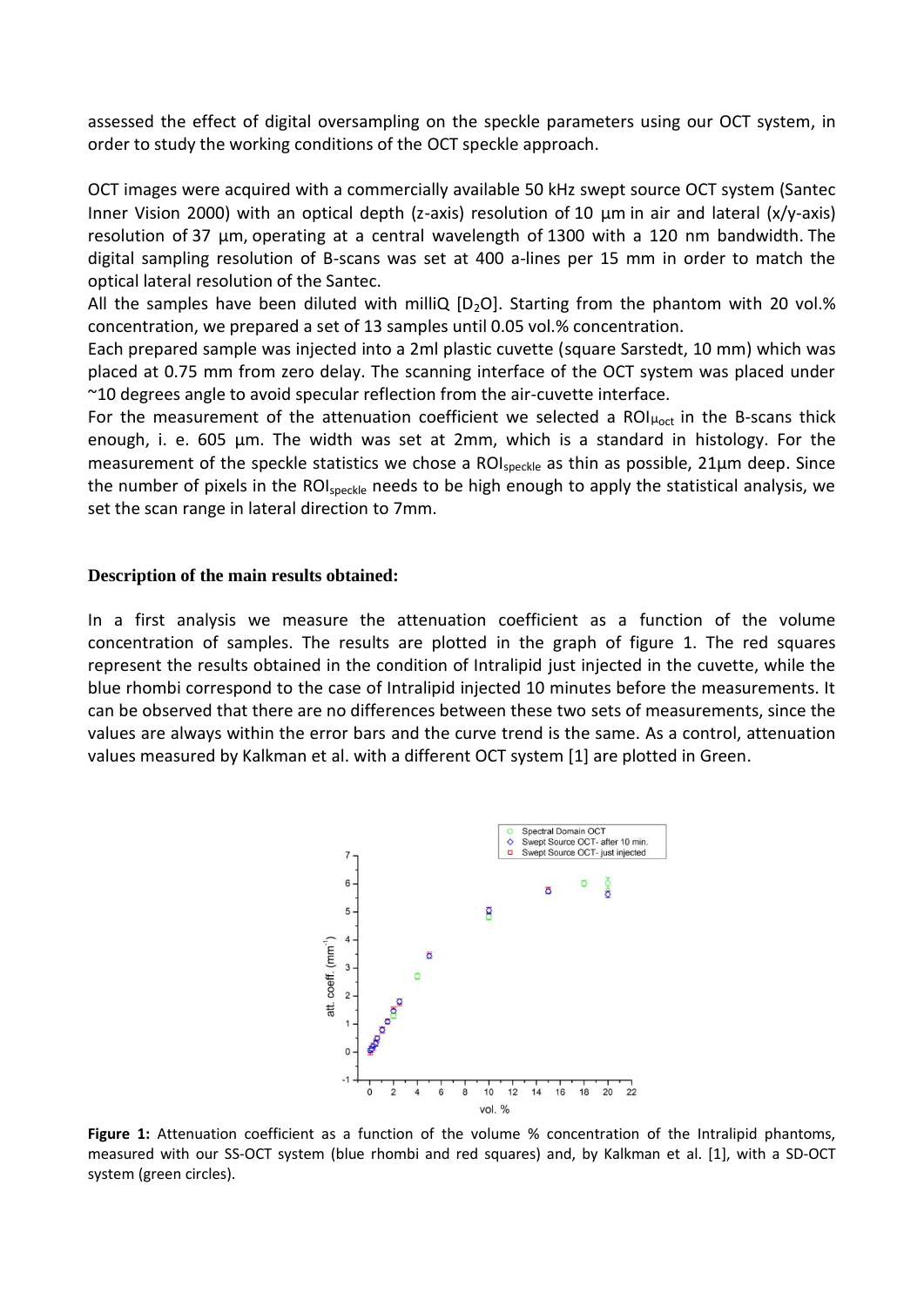assessed the effect of digital oversampling on the speckle parameters using our OCT system, in order to study the working conditions of the OCT speckle approach.

OCT images were acquired with a commercially available 50 kHz swept source OCT system (Santec Inner Vision 2000) with an optical depth (z-axis) resolution of 10 µm in air and lateral (x/y-axis) resolution of 37 µm, operating at a central wavelength of 1300 with a 120 nm bandwidth. The digital sampling resolution of B-scans was set at 400 a-lines per 15 mm in order to match the optical lateral resolution of the Santec.

All the samples have been diluted with milliQ [$D_2O$]. Starting from the phantom with 20 vol.% concentration, we prepared a set of 13 samples until 0.05 vol.% concentration.

Each prepared sample was injected into a 2ml plastic cuvette (square Sarstedt, 10 mm) which was placed at 0.75 mm from zero delay. The scanning interface of the OCT system was placed under ~10 degrees angle to avoid specular reflection from the air-cuvette interface.

For the measurement of the attenuation coefficient we selected a $ROI_{\mu_{oct}}$ in the B-scans thick enough, i. e. 605 µm. The width was set at 2mm, which is a standard in histology. For the measurement of the speckle statistics we chose a $ROI_{speckle}$ as thin as possible, 21µm deep. Since the number of pixels in the $ROI_{speckle}$ needs to be high enough to apply the statistical analysis, we set the scan range in lateral direction to 7mm.

**Description of the main results obtained:**

In a first analysis we measure the attenuation coefficient as a function of the volume concentration of samples. The results are plotted in the graph of figure 1. The red squares represent the results obtained in the condition of Intralipid just injected in the cuvette, while the blue rhombi correspond to the case of Intralipid injected 10 minutes before the measurements. It can be observed that there are no differences between these two sets of measurements, since the values are always within the error bars and the curve trend is the same. As a control, attenuation values measured by Kalkman et al. with a different OCT system [1] are plotted in Green.

**Figure 1:** Attenuation coefficient as a function of the volume % concentration of the Intralipid phantoms, measured with our SS-OCT system (blue rhombi and red squares) and, by Kalkman et al. [1], with a SD-OCT system (green circles).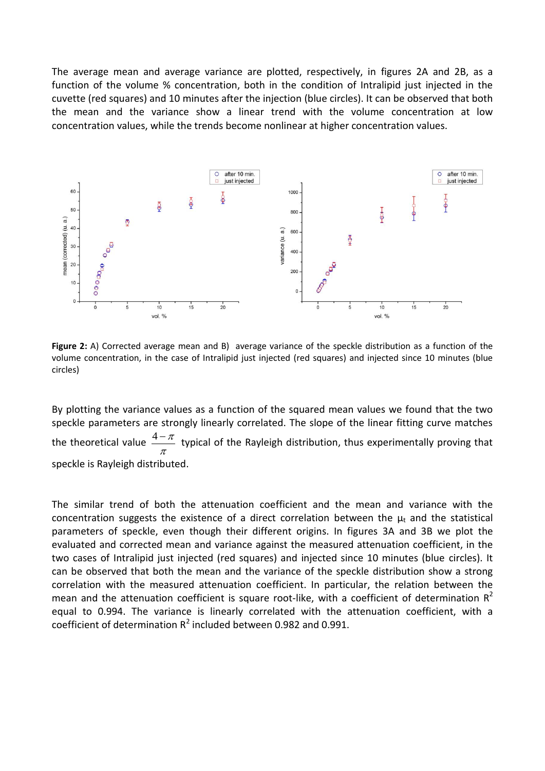The average mean and average variance are plotted, respectively, in figures 2A and 2B, as a function of the volume % concentration, both in the condition of Intralipid just injected in the cuvette (red squares) and 10 minutes after the injection (blue circles). It can be observed that both the mean and the variance show a linear trend with the volume concentration at low concentration values, while the trends become nonlinear at higher concentration values.

**Figure 2:** A) Corrected average mean and B) average variance of the speckle distribution as a function of the volume concentration, in the case of Intralipid just injected (red squares) and injected since 10 minutes (blue circles)

By plotting the variance values as a function of the squared mean values we found that the two speckle parameters are strongly linearly correlated. The slope of the linear fitting curve matches the theoretical value $\frac{4-\pi}{\pi}$ typical of the Rayleigh distribution, thus experimentally proving that speckle is Rayleigh distributed.

The similar trend of both the attenuation coefficient and the mean and variance with the concentration suggests the existence of a direct correlation between the $\mu_t$ and the statistical parameters of speckle, even though their different origins. In figures 3A and 3B we plot the evaluated and corrected mean and variance against the measured attenuation coefficient, in the two cases of Intralipid just injected (red squares) and injected since 10 minutes (blue circles). It can be observed that both the mean and the variance of the speckle distribution show a strong correlation with the measured attenuation coefficient. In particular, the relation between the mean and the attenuation coefficient is square root-like, with a coefficient of determination $R^2$ equal to 0.994. The variance is linearly correlated with the attenuation coefficient, with a coefficient of determination $R^2$ included between 0.982 and 0.991.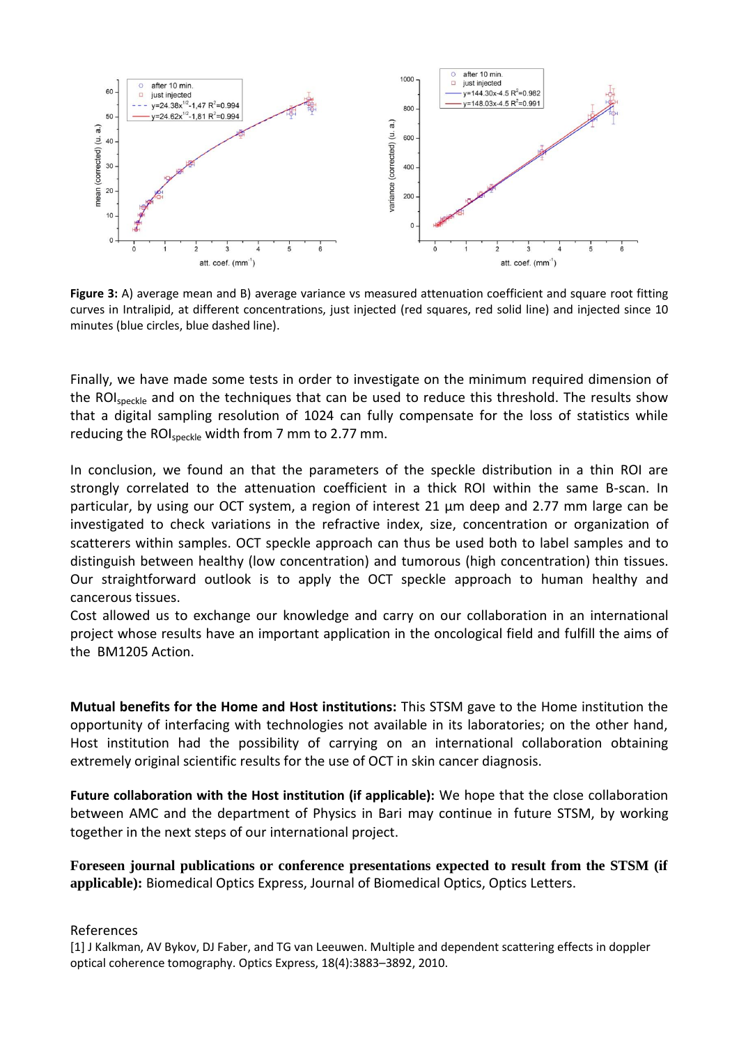**Figure 3:** A) average mean and B) average variance vs measured attenuation coefficient and square root fitting curves in Intralipid, at different concentrations, just injected (red squares, red solid line) and injected since 10 minutes (blue circles, blue dashed line).

Finally, we have made some tests in order to investigate on the minimum required dimension of the $ROI_{speckle}$ and on the techniques that can be used to reduce this threshold. The results show that a digital sampling resolution of 1024 can fully compensate for the loss of statistics while reducing the $ROI_{speckle}$ width from 7 mm to 2.77 mm.

In conclusion, we found an that the parameters of the speckle distribution in a thin ROI are strongly correlated to the attenuation coefficient in a thick ROI within the same B-scan. In particular, by using our OCT system, a region of interest 21 µm deep and 2.77 mm large can be investigated to check variations in the refractive index, size, concentration or organization of scatterers within samples. OCT speckle approach can thus be used both to label samples and to distinguish between healthy (low concentration) and tumorous (high concentration) thin tissues. Our straightforward outlook is to apply the OCT speckle approach to human healthy and cancerous tissues.
Cost allowed us to exchange our knowledge and carry on our collaboration in an international project whose results have an important application in the oncological field and fulfill the aims of the BM1205 Action.

**Mutual benefits for the Home and Host institutions:** This STSM gave to the Home institution the opportunity of interfacing with technologies not available in its laboratories; on the other hand, Host institution had the possibility of carrying on an international collaboration obtaining extremely original scientific results for the use of OCT in skin cancer diagnosis.

**Future collaboration with the Host institution (if applicable):** We hope that the close collaboration between AMC and the department of Physics in Bari may continue in future STSM, by working together in the next steps of our international project.

**Foreseen journal publications or conference presentations expected to result from the STSM (if applicable):** Biomedical Optics Express, Journal of Biomedical Optics, Optics Letters.

References

[1] J Kalkman, AV Bykov, DJ Faber, and TG van Leeuwen. Multiple and dependent scattering effects in doppler optical coherence tomography. Optics Express, 18(4):3883–3892, 2010.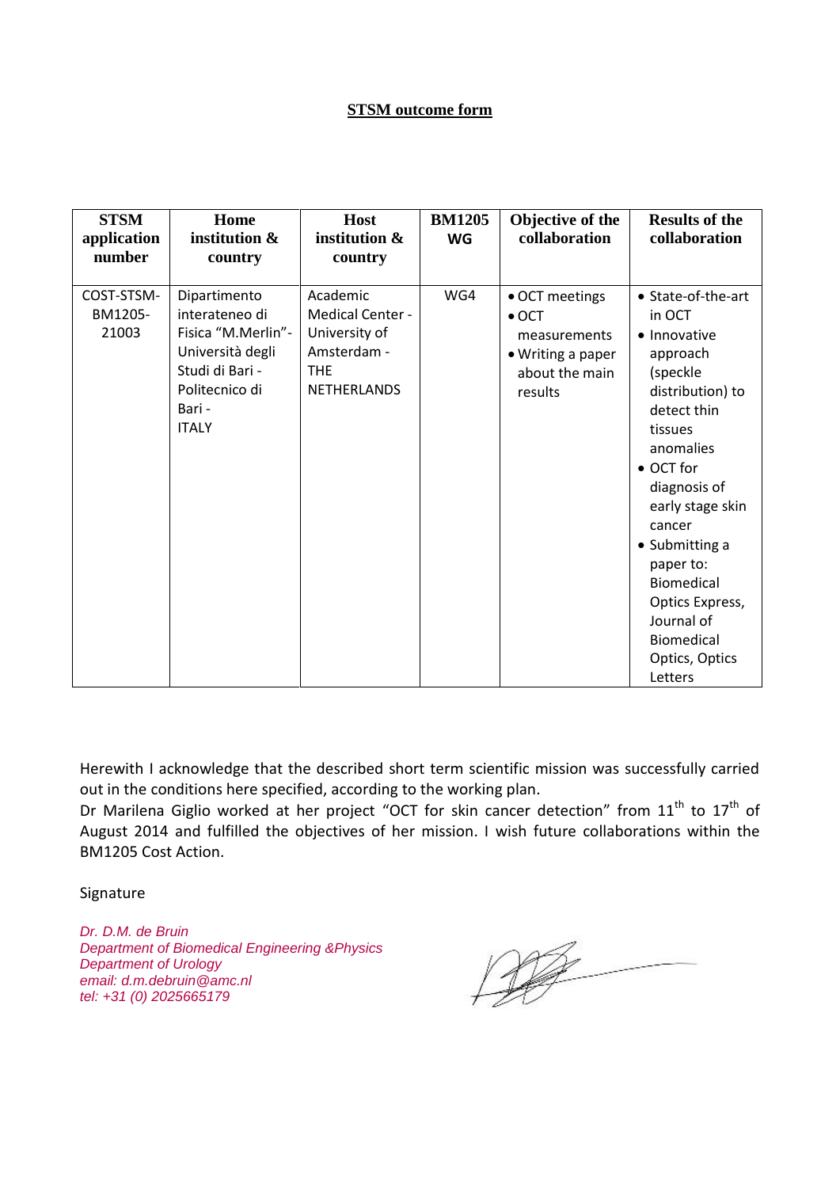<u>**STSM outcome form**</u>

| STSM application number | Home institution & country | Host institution & country | BM1205 WG | Objective of the collaboration | Results of the collaboration |
|---|---|---|---|---|---|
| COST-STSM-BM1205-21003 | Dipartimento interateneo di Fisica "M.Merlin"- Università degli Studi di Bari - Politecnico di Bari - ITALY | Academic Medical Center - University of Amsterdam - THE NETHERLANDS | WG4 | • OCT meetings<br>• OCT measurements<br>• Writing a paper about the main results | • State-of-the-art in OCT<br>• Innovative approach (speckle distribution) to detect thin tissues anomalies<br>• OCT for diagnosis of early stage skin cancer<br>• Submitting a paper to: Biomedical Optics Express, Journal of Biomedical Optics, Optics Letters |

Herewith I acknowledge that the described short term scientific mission was successfully carried out in the conditions here specified, according to the working plan.
Dr Marilena Giglio worked at her project "OCT for skin cancer detection" from $11^{th}$ to $17^{th}$ of August 2014 and fulfilled the objectives of her mission. I wish future collaborations within the BM1205 Cost Action.

Signature

*Dr. D.M. de Bruin*
*Department of Biomedical Engineering &Physics*
*Department of Urology*
*email: d.m.debruin@amc.nl*
*tel: +31 (0) 2025665179*